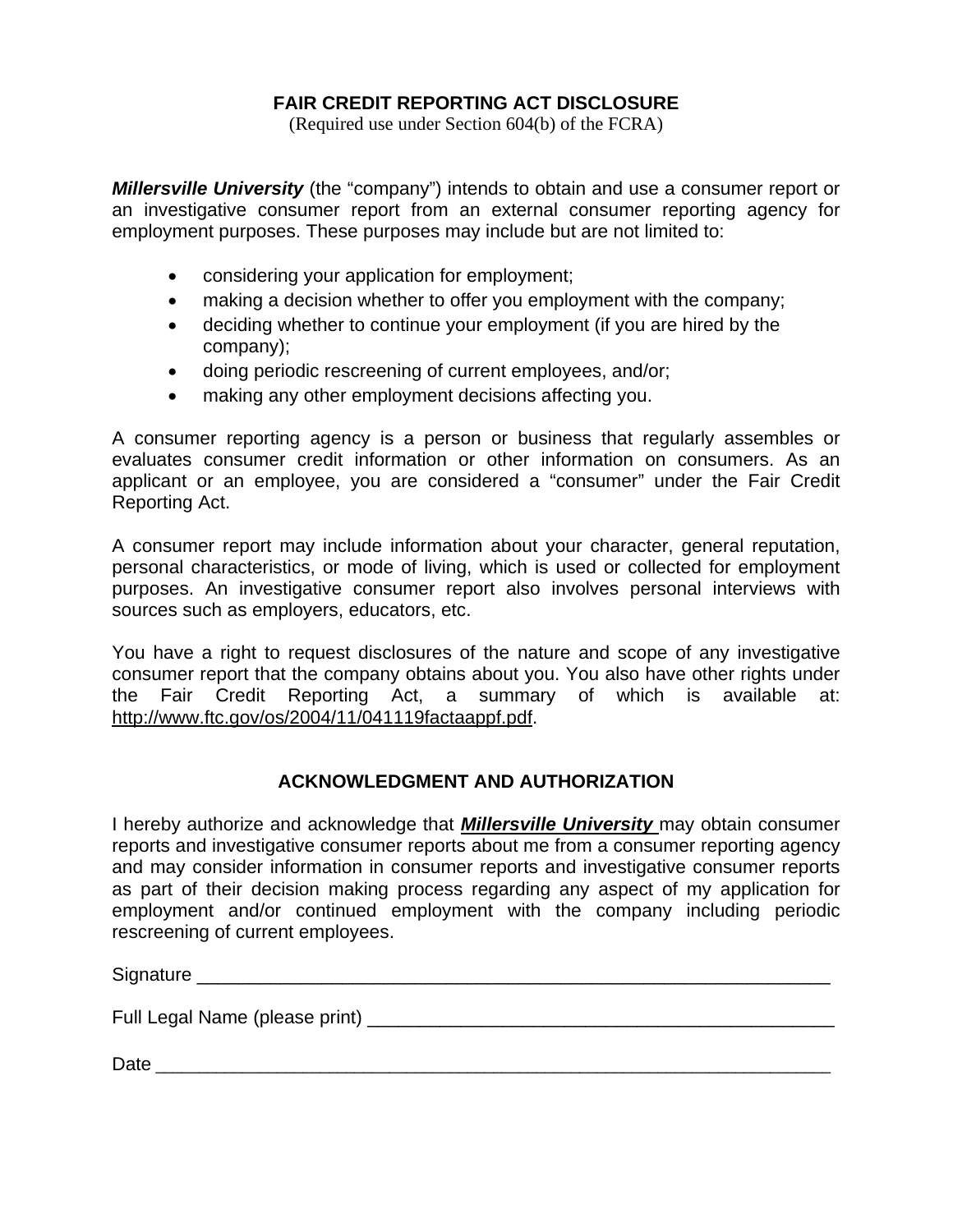# FAIR CREDIT REPORTING ACT DISCLOSURE

(Required use under Section 604(b) of the FCRA)

***Millersville University*** (the "company") intends to obtain and use a consumer report or an investigative consumer report from an external consumer reporting agency for employment purposes. These purposes may include but are not limited to:

- considering your application for employment;
- making a decision whether to offer you employment with the company;
- deciding whether to continue your employment (if you are hired by the company);
- doing periodic rescreening of current employees, and/or;
- making any other employment decisions affecting you.

A consumer reporting agency is a person or business that regularly assembles or evaluates consumer credit information or other information on consumers. As an applicant or an employee, you are considered a "consumer" under the Fair Credit Reporting Act.

A consumer report may include information about your character, general reputation, personal characteristics, or mode of living, which is used or collected for employment purposes. An investigative consumer report also involves personal interviews with sources such as employers, educators, etc.

You have a right to request disclosures of the nature and scope of any investigative consumer report that the company obtains about you. You also have other rights under the Fair Credit Reporting Act, a summary of which is available at: http://www.ftc.gov/os/2004/11/041119factaappf.pdf.

## ACKNOWLEDGMENT AND AUTHORIZATION

I hereby authorize and acknowledge that ***Millersville University*** may obtain consumer reports and investigative consumer reports about me from a consumer reporting agency and may consider information in consumer reports and investigative consumer reports as part of their decision making process regarding any aspect of my application for employment and/or continued employment with the company including periodic rescreening of current employees.

Signature ________________________________________________________________

Full Legal Name (please print) ______________________________________________

Date ____________________________________________________________________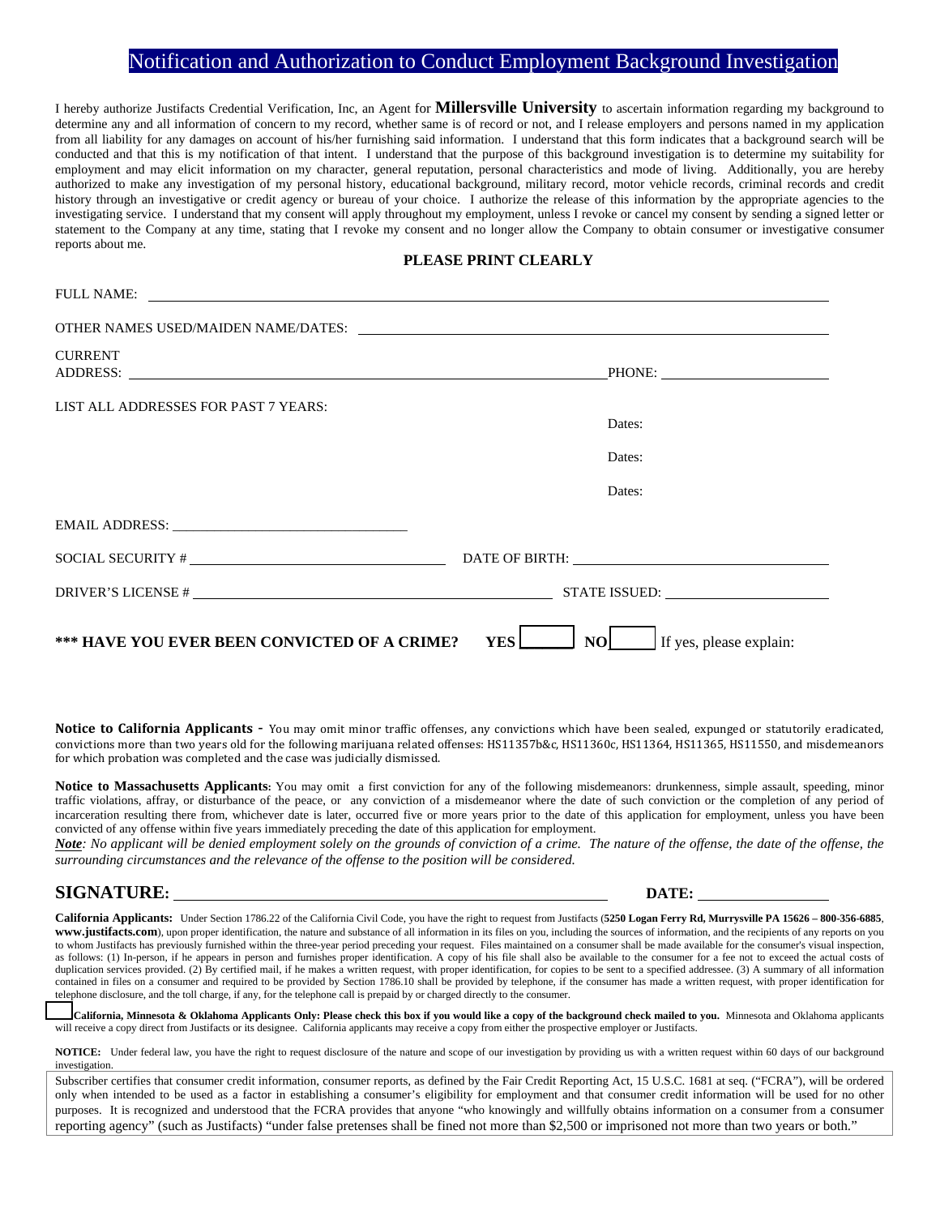# Notification and Authorization to Conduct Employment Background Investigation

I hereby authorize Justifacts Credential Verification, Inc, an Agent for **Millersville University** to ascertain information regarding my background to determine any and all information of concern to my record, whether same is of record or not, and I release employers and persons named in my application from all liability for any damages on account of his/her furnishing said information. I understand that this form indicates that a background search will be conducted and that this is my notification of that intent. I understand that the purpose of this background investigation is to determine my suitability for employment and may elicit information on my character, general reputation, personal characteristics and mode of living. Additionally, you are hereby authorized to make any investigation of my personal history, educational background, military record, motor vehicle records, criminal records and credit history through an investigative or credit agency or bureau of your choice. I authorize the release of this information by the appropriate agencies to the investigating service. I understand that my consent will apply throughout my employment, unless I revoke or cancel my consent by sending a signed letter or statement to the Company at any time, stating that I revoke my consent and no longer allow the Company to obtain consumer or investigative consumer reports about me.

**PLEASE PRINT CLEARLY**

FULL NAME: ______________________________

OTHER NAMES USED/MAIDEN NAME/DATES: ______________________________

CURRENT ADDRESS: ______________________________ PHONE: ______________

LIST ALL ADDRESSES FOR PAST 7 YEARS:

Dates:

Dates:

Dates:

EMAIL ADDRESS: ______________________________

SOCIAL SECURITY # ______________________ DATE OF BIRTH: ______________________

DRIVER'S LICENSE # ______________________ STATE ISSUED: ______________________

**\*\*\* HAVE YOU EVER BEEN CONVICTED OF A CRIME? YES** ☐ **NO** ☐ If yes, please explain:

**Notice to California Applicants -** You may omit minor traffic offenses, any convictions which have been sealed, expunged or statutorily eradicated, convictions more than two years old for the following marijuana related offenses: HS11357b&c, HS11360c, HS11364, HS11365, HS11550, and misdemeanors for which probation was completed and the case was judicially dismissed.

**Notice to Massachusetts Applicants:** You may omit a first conviction for any of the following misdemeanors: drunkenness, simple assault, speeding, minor traffic violations, affray, or disturbance of the peace, or any conviction of a misdemeanor where the date of such conviction or the completion of any period of incarceration resulting there from, whichever date is later, occurred five or more years prior to the date of this application for employment, unless you have been convicted of any offense within five years immediately preceding the date of this application for employment.

***Note***: *No applicant will be denied employment solely on the grounds of conviction of a crime. The nature of the offense, the date of the offense, the surrounding circumstances and the relevance of the offense to the position will be considered.*

**SIGNATURE:** ______________________________ **DATE:** ______________

**California Applicants:** Under Section 1786.22 of the California Civil Code, you have the right to request from Justifacts (**5250 Logan Ferry Rd, Murrysville PA 15626 – 800-356-6885**, **www.justifacts.com**), upon proper identification, the nature and substance of all information in its files on you, including the sources of information, and the recipients of any reports on you to whom Justifacts has previously furnished within the three-year period preceding your request. Files maintained on a consumer shall be made available for the consumer's visual inspection, as follows: (1) In-person, if he appears in person and furnishes proper identification. A copy of his file shall also be available to the consumer for a fee not to exceed the actual costs of duplication services provided. (2) By certified mail, if he makes a written request, with proper identification, for copies to be sent to a specified addressee. (3) A summary of all information contained in files on a consumer and required to be provided by Section 1786.10 shall be provided by telephone, if the consumer has made a written request, with proper identification for telephone disclosure, and the toll charge, if any, for the telephone call is prepaid by or charged directly to the consumer.

☐ **California, Minnesota & Oklahoma Applicants Only: Please check this box if you would like a copy of the background check mailed to you.** Minnesota and Oklahoma applicants will receive a copy direct from Justifacts or its designee. California applicants may receive a copy from either the prospective employer or Justifacts.

**NOTICE:** Under federal law, you have the right to request disclosure of the nature and scope of our investigation by providing us with a written request within 60 days of our background investigation.

Subscriber certifies that consumer credit information, consumer reports, as defined by the Fair Credit Reporting Act, 15 U.S.C. 1681 at seq. ("FCRA"), will be ordered only when intended to be used as a factor in establishing a consumer's eligibility for employment and that consumer credit information will be used for no other purposes. It is recognized and understood that the FCRA provides that anyone "who knowingly and willfully obtains information on a consumer from a consumer reporting agency" (such as Justifacts) "under false pretenses shall be fined not more than $2,500 or imprisoned not more than two years or both."